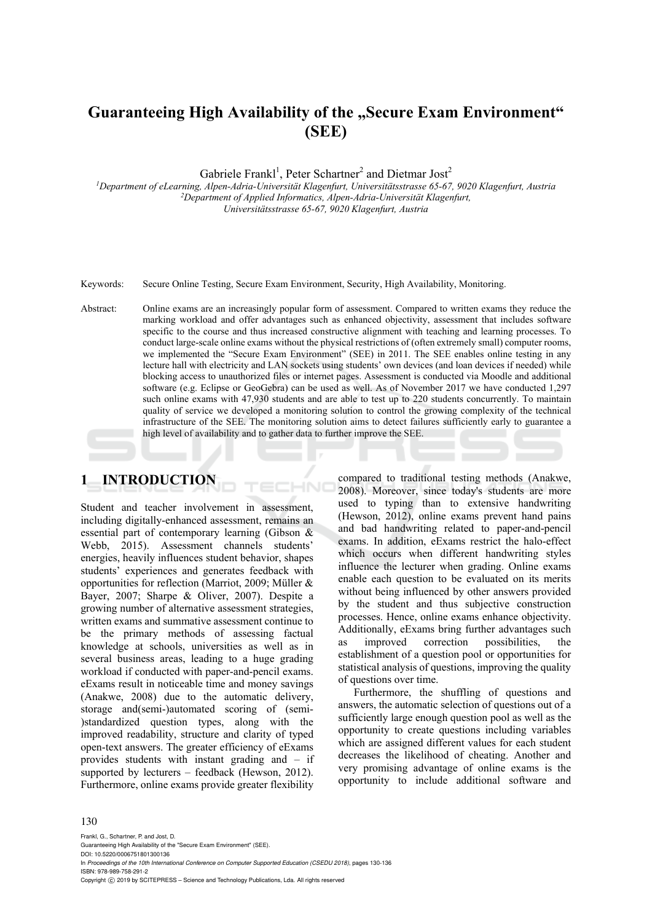# Guaranteeing High Availability of the „Secure Exam Environment" (SEE)

Gabriele Frankl[1], Peter Schartner[2] and Dietmar Jost[2]

[1]*Department of eLearning, Alpen-Adria-Universität Klagenfurt, Universitätsstrasse 65-67, 9020 Klagenfurt, Austria*
[2]*Department of Applied Informatics, Alpen-Adria-Universität Klagenfurt, Universitätsstrasse 65-67, 9020 Klagenfurt, Austria*

Keywords: Secure Online Testing, Secure Exam Environment, Security, High Availability, Monitoring.

Abstract: Online exams are an increasingly popular form of assessment. Compared to written exams they reduce the marking workload and offer advantages such as enhanced objectivity, assessment that includes software specific to the course and thus increased constructive alignment with teaching and learning processes. To conduct large-scale online exams without the physical restrictions of (often extremely small) computer rooms, we implemented the "Secure Exam Environment" (SEE) in 2011. The SEE enables online testing in any lecture hall with electricity and LAN sockets using students' own devices (and loan devices if needed) while blocking access to unauthorized files or internet pages. Assessment is conducted via Moodle and additional software (e.g. Eclipse or GeoGebra) can be used as well. As of November 2017 we have conducted 1,297 such online exams with 47,930 students and are able to test up to 220 students concurrently. To maintain quality of service we developed a monitoring solution to control the growing complexity of the technical infrastructure of the SEE. The monitoring solution aims to detect failures sufficiently early to guarantee a high level of availability and to gather data to further improve the SEE.

## 1 INTRODUCTION

Student and teacher involvement in assessment, including digitally-enhanced assessment, remains an essential part of contemporary learning (Gibson & Webb, 2015). Assessment channels students' energies, heavily influences student behavior, shapes students' experiences and generates feedback with opportunities for reflection (Marriot, 2009; Müller & Bayer, 2007; Sharpe & Oliver, 2007). Despite a growing number of alternative assessment strategies, written exams and summative assessment continue to be the primary methods of assessing factual knowledge at schools, universities as well as in several business areas, leading to a huge grading workload if conducted with paper-and-pencil exams. eExams result in noticeable time and money savings (Anakwe, 2008) due to the automatic delivery, storage and(semi-)automated scoring of (semi-)standardized question types, along with the improved readability, structure and clarity of typed open-text answers. The greater efficiency of eExams provides students with instant grading and – if supported by lecturers – feedback (Hewson, 2012). Furthermore, online exams provide greater flexibility compared to traditional testing methods (Anakwe, 2008). Moreover, since today's students are more used to typing than to extensive handwriting (Hewson, 2012), online exams prevent hand pains and bad handwriting related to paper-and-pencil exams. In addition, eExams restrict the halo-effect which occurs when different handwriting styles influence the lecturer when grading. Online exams enable each question to be evaluated on its merits without being influenced by other answers provided by the student and thus subjective construction processes. Hence, online exams enhance objectivity. Additionally, eExams bring further advantages such as improved correction possibilities, the establishment of a question pool or opportunities for statistical analysis of questions, improving the quality of questions over time.

Furthermore, the shuffling of questions and answers, the automatic selection of questions out of a sufficiently large enough question pool as well as the opportunity to create questions including variables which are assigned different values for each student decreases the likelihood of cheating. Another and very promising advantage of online exams is the opportunity to include additional software and

Frankl, G., Schartner, P. and Jost, D.
Guaranteeing High Availability of the "Secure Exam Environment" (SEE).
DOI: 10.5220/0006751801300136
In *Proceedings of the 10th International Conference on Computer Supported Education (CSEDU 2018)*, pages 130-136
ISBN: 978-989-758-291-2
Copyright © 2019 by SCITEPRESS – Science and Technology Publications, Lda. All rights reserved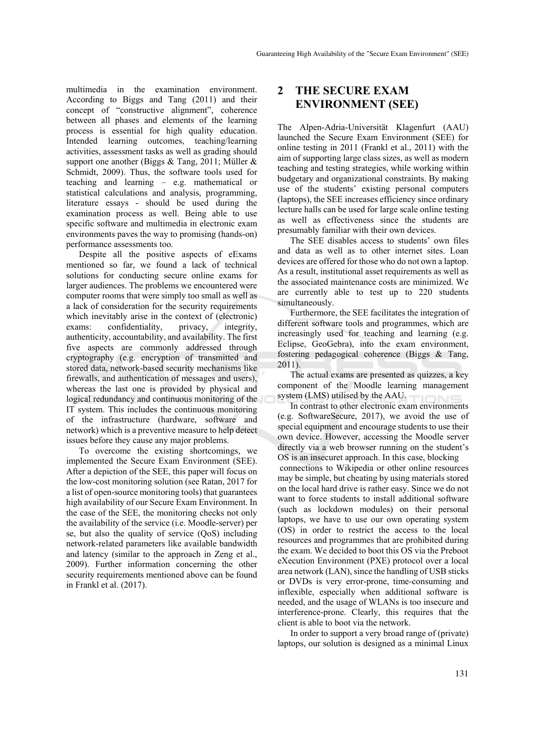multimedia in the examination environment. According to Biggs and Tang (2011) and their concept of "constructive alignment", coherence between all phases and elements of the learning process is essential for high quality education. Intended learning outcomes, teaching/learning activities, assessment tasks as well as grading should support one another (Biggs & Tang, 2011; Müller & Schmidt, 2009). Thus, the software tools used for teaching and learning – e.g. mathematical or statistical calculations and analysis, programming, literature essays - should be used during the examination process as well. Being able to use specific software and multimedia in electronic exam environments paves the way to promising (hands-on) performance assessments too.

Despite all the positive aspects of eExams mentioned so far, we found a lack of technical solutions for conducting secure online exams for larger audiences. The problems we encountered were computer rooms that were simply too small as well as a lack of consideration for the security requirements which inevitably arise in the context of (electronic) exams: confidentiality, privacy, integrity, authenticity, accountability, and availability. The first five aspects are commonly addressed through cryptography (e.g. encryption of transmitted and stored data, network-based security mechanisms like firewalls, and authentication of messages and users), whereas the last one is provided by physical and logical redundancy and continuous monitoring of the IT system. This includes the continuous monitoring of the infrastructure (hardware, software and network) which is a preventive measure to help detect issues before they cause any major problems.

To overcome the existing shortcomings, we implemented the Secure Exam Environment (SEE). After a depiction of the SEE, this paper will focus on the low-cost monitoring solution (see Ratan, 2017 for a list of open-source monitoring tools) that guarantees high availability of our Secure Exam Environment. In the case of the SEE, the monitoring checks not only the availability of the service (i.e. Moodle-server) per se, but also the quality of service (QoS) including network-related parameters like available bandwidth and latency (similar to the approach in Zeng et al., 2009). Further information concerning the other security requirements mentioned above can be found in Frankl et al. (2017).

## 2 THE SECURE EXAM ENVIRONMENT (SEE)

The Alpen-Adria-Universität Klagenfurt (AAU) launched the Secure Exam Environment (SEE) for online testing in 2011 (Frankl et al., 2011) with the aim of supporting large class sizes, as well as modern teaching and testing strategies, while working within budgetary and organizational constraints. By making use of the students' existing personal computers (laptops), the SEE increases efficiency since ordinary lecture halls can be used for large scale online testing as well as effectiveness since the students are presumably familiar with their own devices.

The SEE disables access to students' own files and data as well as to other internet sites. Loan devices are offered for those who do not own a laptop. As a result, institutional asset requirements as well as the associated maintenance costs are minimized. We are currently able to test up to 220 students simultaneously.

Furthermore, the SEE facilitates the integration of different software tools and programmes, which are increasingly used for teaching and learning (e.g. Eclipse, GeoGebra), into the exam environment, fostering pedagogical coherence (Biggs & Tang, 2011).

The actual exams are presented as quizzes, a key component of the Moodle learning management system (LMS) utilised by the AAU.

In contrast to other electronic exam environments (e.g. SoftwareSecure, 2017), we avoid the use of special equipment and encourage students to use their own device. However, accessing the Moodle server directly via a web browser running on the student's OS is an insecuret approach. In this case, blocking connections to Wikipedia or other online resources may be simple, but cheating by using materials stored on the local hard drive is rather easy. Since we do not want to force students to install additional software (such as lockdown modules) on their personal laptops, we have to use our own operating system (OS) in order to restrict the access to the local resources and programmes that are prohibited during the exam. We decided to boot this OS via the Preboot eXecution Environment (PXE) protocol over a local area network (LAN), since the handling of USB sticks or DVDs is very error-prone, time-consuming and inflexible, especially when additional software is needed, and the usage of WLANs is too insecure and interference-prone. Clearly, this requires that the client is able to boot via the network.

In order to support a very broad range of (private) laptops, our solution is designed as a minimal Linux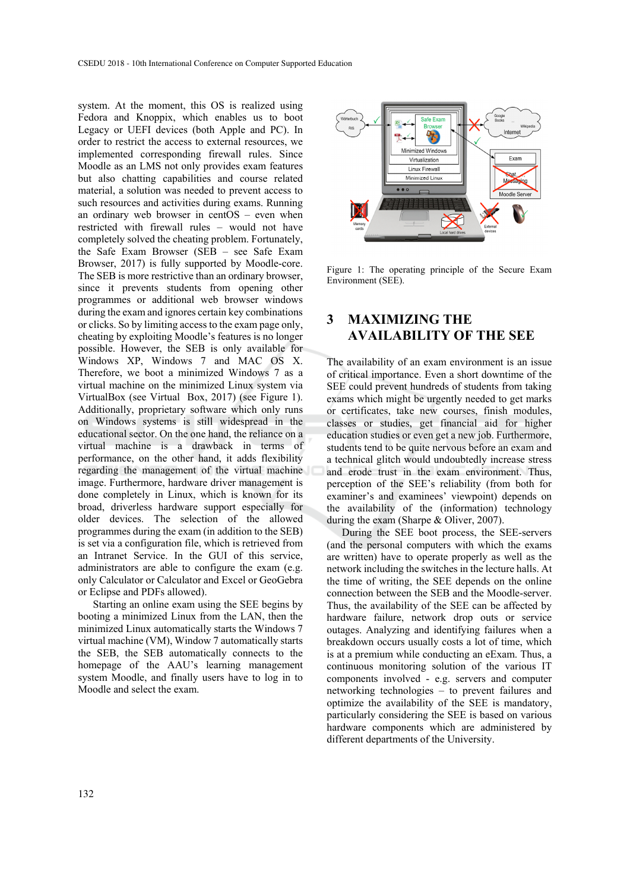system. At the moment, this OS is realized using Fedora and Knoppix, which enables us to boot Legacy or UEFI devices (both Apple and PC). In order to restrict the access to external resources, we implemented corresponding firewall rules. Since Moodle as an LMS not only provides exam features but also chatting capabilities and course related material, a solution was needed to prevent access to such resources and activities during exams. Running an ordinary web browser in centOS – even when restricted with firewall rules – would not have completely solved the cheating problem. Fortunately, the Safe Exam Browser (SEB – see Safe Exam Browser, 2017) is fully supported by Moodle-core. The SEB is more restrictive than an ordinary browser, since it prevents students from opening other programmes or additional web browser windows during the exam and ignores certain key combinations or clicks. So by limiting access to the exam page only, cheating by exploiting Moodle's features is no longer possible. However, the SEB is only available for Windows XP, Windows 7 and MAC OS X. Therefore, we boot a minimized Windows 7 as a virtual machine on the minimized Linux system via VirtualBox (see Virtual Box, 2017) (see Figure 1). Additionally, proprietary software which only runs on Windows systems is still widespread in the educational sector. On the one hand, the reliance on a virtual machine is a drawback in terms of performance, on the other hand, it adds flexibility regarding the management of the virtual machine image. Furthermore, hardware driver management is done completely in Linux, which is known for its broad, driverless hardware support especially for older devices. The selection of the allowed programmes during the exam (in addition to the SEB) is set via a configuration file, which is retrieved from an Intranet Service. In the GUI of this service, administrators are able to configure the exam (e.g. only Calculator or Calculator and Excel or GeoGebra or Eclipse and PDFs allowed).

Starting an online exam using the SEE begins by booting a minimized Linux from the LAN, then the minimized Linux automatically starts the Windows 7 virtual machine (VM), Window 7 automatically starts the SEB, the SEB automatically connects to the homepage of the AAU's learning management system Moodle, and finally users have to log in to Moodle and select the exam.

Figure 1: The operating principle of the Secure Exam Environment (SEE).

## 3 MAXIMIZING THE AVAILABILITY OF THE SEE

The availability of an exam environment is an issue of critical importance. Even a short downtime of the SEE could prevent hundreds of students from taking exams which might be urgently needed to get marks or certificates, take new courses, finish modules, classes or studies, get financial aid for higher education studies or even get a new job. Furthermore, students tend to be quite nervous before an exam and a technical glitch would undoubtedly increase stress and erode trust in the exam environment. Thus, perception of the SEE's reliability (from both for examiner's and examinees' viewpoint) depends on the availability of the (information) technology during the exam (Sharpe & Oliver, 2007).

During the SEE boot process, the SEE-servers (and the personal computers with which the exams are written) have to operate properly as well as the network including the switches in the lecture halls. At the time of writing, the SEE depends on the online connection between the SEB and the Moodle-server. Thus, the availability of the SEE can be affected by hardware failure, network drop outs or service outages. Analyzing and identifying failures when a breakdown occurs usually costs a lot of time, which is at a premium while conducting an eExam. Thus, a continuous monitoring solution of the various IT components involved - e.g. servers and computer networking technologies – to prevent failures and optimize the availability of the SEE is mandatory, particularly considering the SEE is based on various hardware components which are administered by different departments of the University.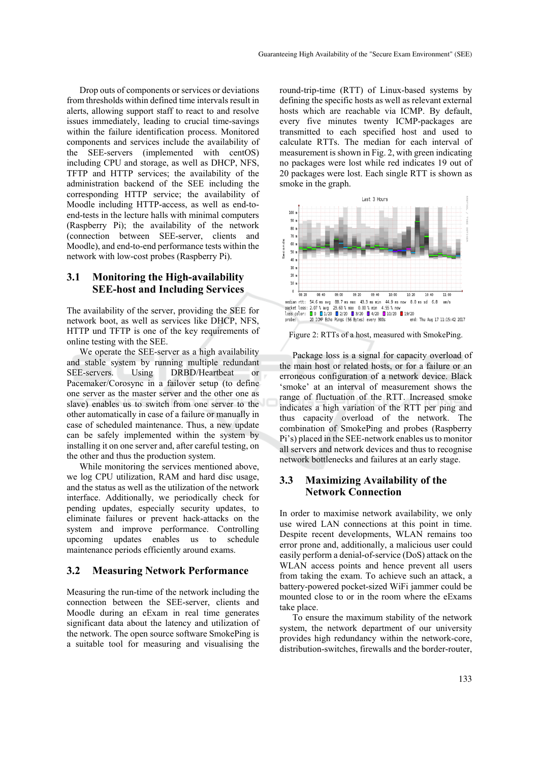Drop outs of components or services or deviations from thresholds within defined time intervals result in alerts, allowing support staff to react to and resolve issues immediately, leading to crucial time-savings within the failure identification process. Monitored components and services include the availability of the SEE-servers (implemented with centOS) including CPU and storage, as well as DHCP, NFS, TFTP and HTTP services; the availability of the administration backend of the SEE including the corresponding HTTP service; the availability of Moodle including HTTP-access, as well as end-to-end-tests in the lecture halls with minimal computers (Raspberry Pi); the availability of the network (connection between SEE-server, clients and Moodle), and end-to-end performance tests within the network with low-cost probes (Raspberry Pi).

## 3.1 Monitoring the High-availability SEE-host and Including Services

The availability of the server, providing the SEE for network boot, as well as services like DHCP, NFS, HTTP und TFTP is one of the key requirements of online testing with the SEE.

We operate the SEE-server as a high availability and stable system by running multiple redundant SEE-servers. Using DRBD/Heartbeat or Pacemaker/Corosync in a failover setup (to define one server as the master server and the other one as slave) enables us to switch from one server to the other automatically in case of a failure or manually in case of scheduled maintenance. Thus, a new update can be safely implemented within the system by installing it on one server and, after careful testing, on the other and thus the production system.

While monitoring the services mentioned above, we log CPU utilization, RAM and hard disc usage, and the status as well as the utilization of the network interface. Additionally, we periodically check for pending updates, especially security updates, to eliminate failures or prevent hack-attacks on the system and improve performance. Controlling upcoming updates enables us to schedule maintenance periods efficiently around exams.

## 3.2 Measuring Network Performance

Measuring the run-time of the network including the connection between the SEE-server, clients and Moodle during an eExam in real time generates significant data about the latency and utilization of the network. The open source software SmokePing is a suitable tool for measuring and visualising the round-trip-time (RTT) of Linux-based systems by defining the specific hosts as well as relevant external hosts which are reachable via ICMP. By default, every five minutes twenty ICMP-packages are transmitted to each specified host and used to calculate RTTs. The median for each interval of measurement is shown in Fig. 2, with green indicating no packages were lost while red indicates 19 out of 20 packages were lost. Each single RTT is shown as smoke in the graph.

Figure 2: RTTs of a host, measured with SmokePing.

Package loss is a signal for capacity overload of the main host or related hosts, or for a failure or an erroneous configuration of a network device. Black 'smoke' at an interval of measurement shows the range of fluctuation of the RTT. Increased smoke indicates a high variation of the RTT per ping and thus capacity overload of the network. The combination of SmokePing and probes (Raspberry Pi's) placed in the SEE-network enables us to monitor all servers and network devices and thus to recognise network bottlenecks and failures at an early stage.

## 3.3 Maximizing Availability of the Network Connection

In order to maximise network availability, we only use wired LAN connections at this point in time. Despite recent developments, WLAN remains too error prone and, additionally, a malicious user could easily perform a denial-of-service (DoS) attack on the WLAN access points and hence prevent all users from taking the exam. To achieve such an attack, a battery-powered pocket-sized WiFi jammer could be mounted close to or in the room where the eExams take place.

To ensure the maximum stability of the network system, the network department of our university provides high redundancy within the network-core, distribution-switches, firewalls and the border-router,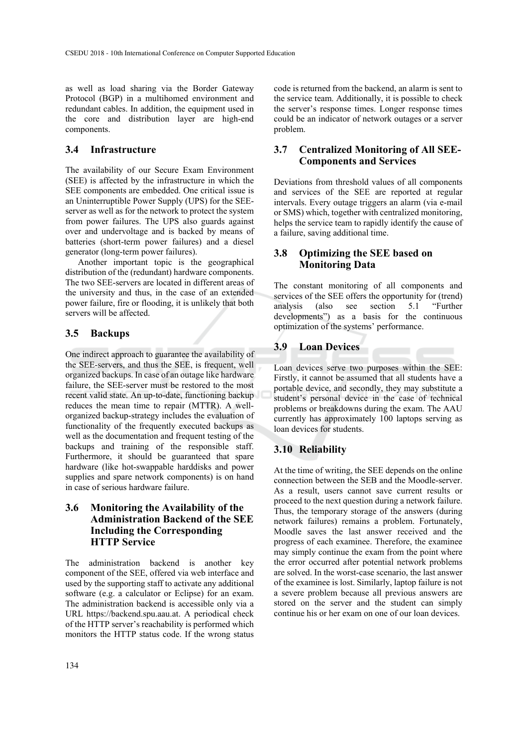as well as load sharing via the Border Gateway Protocol (BGP) in a multihomed environment and redundant cables. In addition, the equipment used in the core and distribution layer are high-end components.

### 3.4 Infrastructure

The availability of our Secure Exam Environment (SEE) is affected by the infrastructure in which the SEE components are embedded. One critical issue is an Uninterruptible Power Supply (UPS) for the SEE-server as well as for the network to protect the system from power failures. The UPS also guards against over and undervoltage and is backed by means of batteries (short-term power failures) and a diesel generator (long-term power failures).

Another important topic is the geographical distribution of the (redundant) hardware components. The two SEE-servers are located in different areas of the university and thus, in the case of an extended power failure, fire or flooding, it is unlikely that both servers will be affected.

### 3.5 Backups

One indirect approach to guarantee the availability of the SEE-servers, and thus the SEE, is frequent, well organized backups. In case of an outage like hardware failure, the SEE-server must be restored to the most recent valid state. An up-to-date, functioning backup reduces the mean time to repair (MTTR). A well-organized backup-strategy includes the evaluation of functionality of the frequently executed backups as well as the documentation and frequent testing of the backups and training of the responsible staff. Furthermore, it should be guaranteed that spare hardware (like hot-swappable harddisks and power supplies and spare network components) is on hand in case of serious hardware failure.

### 3.6 Monitoring the Availability of the Administration Backend of the SEE Including the Corresponding HTTP Service

The administration backend is another key component of the SEE, offered via web interface and used by the supporting staff to activate any additional software (e.g. a calculator or Eclipse) for an exam. The administration backend is accessible only via a URL https://backend.spu.aau.at. A periodical check of the HTTP server's reachability is performed which monitors the HTTP status code. If the wrong status code is returned from the backend, an alarm is sent to the service team. Additionally, it is possible to check the server's response times. Longer response times could be an indicator of network outages or a server problem.

### 3.7 Centralized Monitoring of All SEE-Components and Services

Deviations from threshold values of all components and services of the SEE are reported at regular intervals. Every outage triggers an alarm (via e-mail or SMS) which, together with centralized monitoring, helps the service team to rapidly identify the cause of a failure, saving additional time.

### 3.8 Optimizing the SEE based on Monitoring Data

The constant monitoring of all components and services of the SEE offers the opportunity for (trend) analysis (also see section 5.1 "Further developments") as a basis for the continuous optimization of the systems' performance.

### 3.9 Loan Devices

Loan devices serve two purposes within the SEE: Firstly, it cannot be assumed that all students have a portable device, and secondly, they may substitute a student's personal device in the case of technical problems or breakdowns during the exam. The AAU currently has approximately 100 laptops serving as loan devices for students.

### 3.10 Reliability

At the time of writing, the SEE depends on the online connection between the SEB and the Moodle-server. As a result, users cannot save current results or proceed to the next question during a network failure. Thus, the temporary storage of the answers (during network failures) remains a problem. Fortunately, Moodle saves the last answer received and the progress of each examinee. Therefore, the examinee may simply continue the exam from the point where the error occurred after potential network problems are solved. In the worst-case scenario, the last answer of the examinee is lost. Similarly, laptop failure is not a severe problem because all previous answers are stored on the server and the student can simply continue his or her exam on one of our loan devices.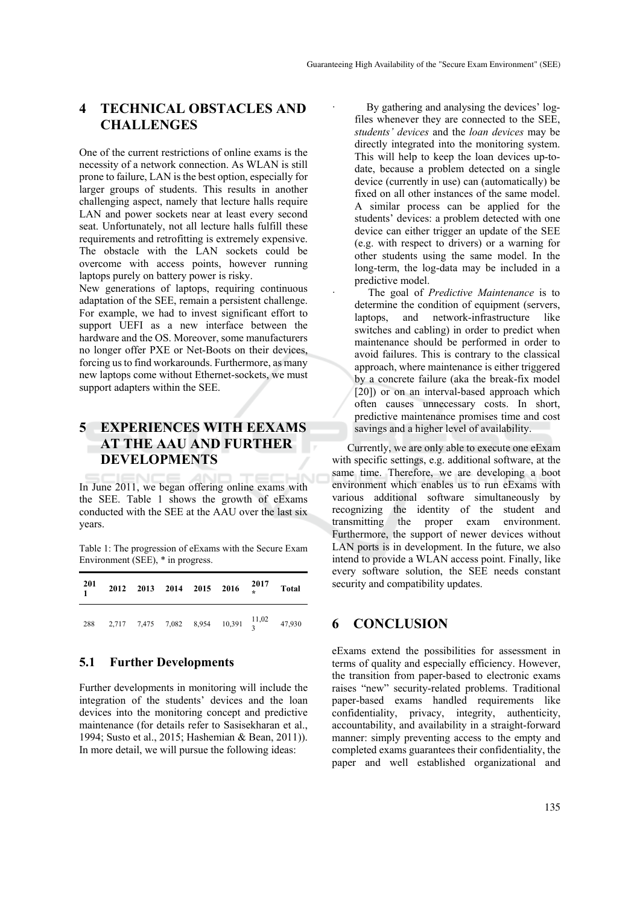## 4 TECHNICAL OBSTACLES AND CHALLENGES

One of the current restrictions of online exams is the necessity of a network connection. As WLAN is still prone to failure, LAN is the best option, especially for larger groups of students. This results in another challenging aspect, namely that lecture halls require LAN and power sockets near at least every second seat. Unfortunately, not all lecture halls fulfill these requirements and retrofitting is extremely expensive. The obstacle with the LAN sockets could be overcome with access points, however running laptops purely on battery power is risky.

New generations of laptops, requiring continuous adaptation of the SEE, remain a persistent challenge. For example, we had to invest significant effort to support UEFI as a new interface between the hardware and the OS. Moreover, some manufacturers no longer offer PXE or Net-Boots on their devices, forcing us to find workarounds. Furthermore, as many new laptops come without Ethernet-sockets, we must support adapters within the SEE.

## 5 EXPERIENCES WITH EEXAMS AT THE AAU AND FURTHER DEVELOPMENTS

In June 2011, we began offering online exams with the SEE. Table 1 shows the growth of eExams conducted with the SEE at the AAU over the last six years.

Table 1: The progression of eExams with the Secure Exam Environment (SEE), * in progress.

| 2011 | 2012 | 2013 | 2014 | 2015 | 2016 | 2017 * | Total |
|---|---|---|---|---|---|---|---|
| 288 | 2,717 | 7,475 | 7,082 | 8,954 | 10,391 | 11,023 | 47,930 |

### 5.1 Further Developments

Further developments in monitoring will include the integration of the students' devices and the loan devices into the monitoring concept and predictive maintenance (for details refer to Sasisekharan et al., 1994; Susto et al., 2015; Hashemian & Bean, 2011)). In more detail, we will pursue the following ideas:

- By gathering and analysing the devices' log-files whenever they are connected to the SEE, *students' devices* and the *loan devices* may be directly integrated into the monitoring system. This will help to keep the loan devices up-to-date, because a problem detected on a single device (currently in use) can (automatically) be fixed on all other instances of the same model. A similar process can be applied for the students' devices: a problem detected with one device can either trigger an update of the SEE (e.g. with respect to drivers) or a warning for other students using the same model. In the long-term, the log-data may be included in a predictive model.
- The goal of *Predictive Maintenance* is to determine the condition of equipment (servers, laptops, and network-infrastructure like switches and cabling) in order to predict when maintenance should be performed in order to avoid failures. This is contrary to the classical approach, where maintenance is either triggered by a concrete failure (aka the break-fix model [20]) or on an interval-based approach which often causes unnecessary costs. In short, predictive maintenance promises time and cost savings and a higher level of availability.

Currently, we are only able to execute one eExam with specific settings, e.g. additional software, at the same time. Therefore, we are developing a boot environment which enables us to run eExams with various additional software simultaneously by recognizing the identity of the student and transmitting the proper exam environment. Furthermore, the support of newer devices without LAN ports is in development. In the future, we also intend to provide a WLAN access point. Finally, like every software solution, the SEE needs constant security and compatibility updates.

## 6 CONCLUSION

eExams extend the possibilities for assessment in terms of quality and especially efficiency. However, the transition from paper-based to electronic exams raises "new" security-related problems. Traditional paper-based exams handled requirements like confidentiality, privacy, integrity, authenticity, accountability, and availability in a straight-forward manner: simply preventing access to the empty and completed exams guarantees their confidentiality, the paper and well established organizational and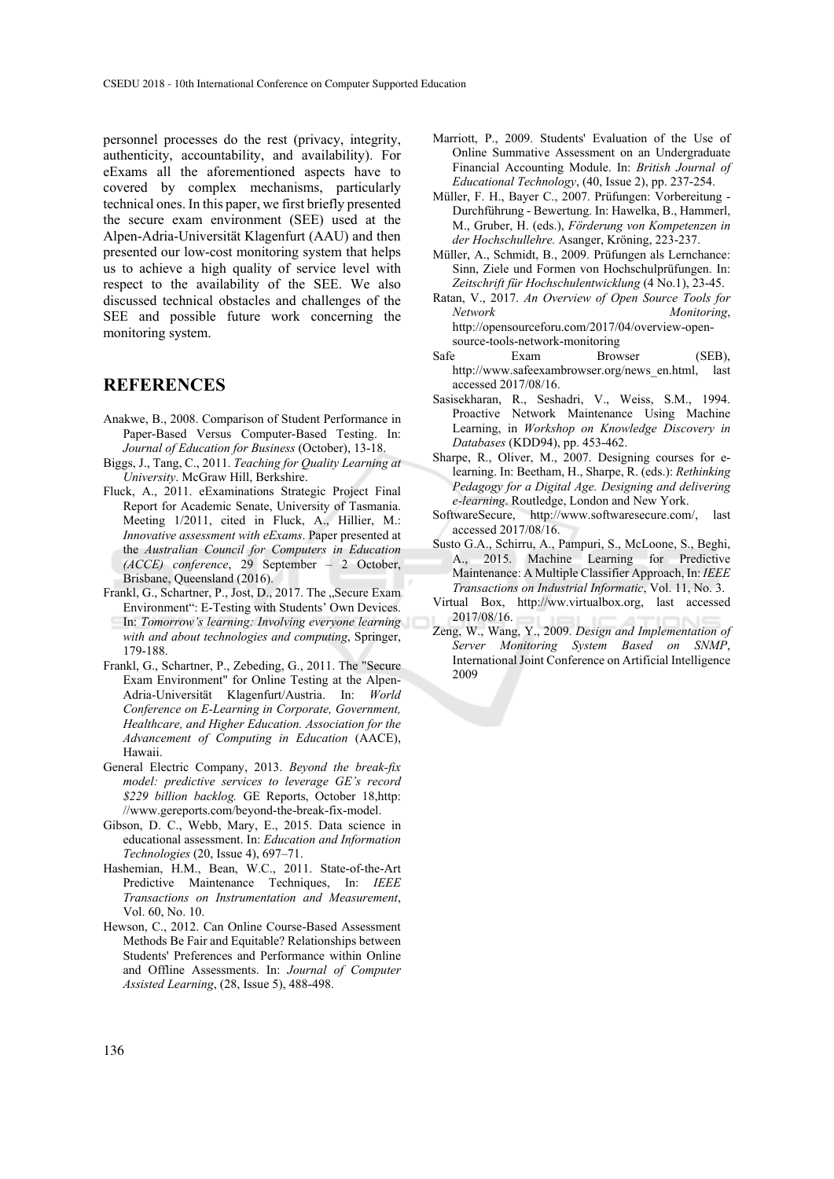personnel processes do the rest (privacy, integrity, authenticity, accountability, and availability). For eExams all the aforementioned aspects have to covered by complex mechanisms, particularly technical ones. In this paper, we first briefly presented the secure exam environment (SEE) used at the Alpen-Adria-Universität Klagenfurt (AAU) and then presented our low-cost monitoring system that helps us to achieve a high quality of service level with respect to the availability of the SEE. We also discussed technical obstacles and challenges of the SEE and possible future work concerning the monitoring system.

## REFERENCES

Anakwe, B., 2008. Comparison of Student Performance in Paper-Based Versus Computer-Based Testing. In: *Journal of Education for Business* (October), 13-18.

Biggs, J., Tang, C., 2011. *Teaching for Quality Learning at University*. McGraw Hill, Berkshire.

Fluck, A., 2011. eExaminations Strategic Project Final Report for Academic Senate, University of Tasmania. Meeting 1/2011, cited in Fluck, A., Hillier, M.: *Innovative assessment with eExams*. Paper presented at the *Australian Council for Computers in Education (ACCE) conference*, 29 September – 2 October, Brisbane, Queensland (2016).

Frankl, G., Schartner, P., Jost, D., 2017. The „Secure Exam Environment": E-Testing with Students' Own Devices. In: *Tomorrow's learning: Involving everyone learning with and about technologies and computing*, Springer, 179-188.

Frankl, G., Schartner, P., Zebeding, G., 2011. The "Secure Exam Environment" for Online Testing at the Alpen-Adria-Universität Klagenfurt/Austria. In: *World Conference on E-Learning in Corporate, Government, Healthcare, and Higher Education. Association for the Advancement of Computing in Education* (AACE), Hawaii.

General Electric Company, 2013. *Beyond the break-fix model: predictive services to leverage GE's record $229 billion backlog.* GE Reports, October 18,http: //www.gereports.com/beyond-the-break-fix-model.

Gibson, D. C., Webb, Mary, E., 2015. Data science in educational assessment. In: *Education and Information Technologies* (20, Issue 4), 697–71.

Hashemian, H.M., Bean, W.C., 2011. State-of-the-Art Predictive Maintenance Techniques, In: *IEEE Transactions on Instrumentation and Measurement*, Vol. 60, No. 10.

Hewson, C., 2012. Can Online Course-Based Assessment Methods Be Fair and Equitable? Relationships between Students' Preferences and Performance within Online and Offline Assessments. In: *Journal of Computer Assisted Learning*, (28, Issue 5), 488-498.

Marriott, P., 2009. Students' Evaluation of the Use of Online Summative Assessment on an Undergraduate Financial Accounting Module. In: *British Journal of Educational Technology*, (40, Issue 2), pp. 237-254.

Müller, F. H., Bayer C., 2007. Prüfungen: Vorbereitung - Durchführung - Bewertung. In: Hawelka, B., Hammerl, M., Gruber, H. (eds.), *Förderung von Kompetenzen in der Hochschullehre.* Asanger, Kröning, 223-237.

Müller, A., Schmidt, B., 2009. Prüfungen als Lernchance: Sinn, Ziele und Formen von Hochschulprüfungen. In: *Zeitschrift für Hochschulentwicklung* (4 No.1), 23-45.

Ratan, V., 2017. *An Overview of Open Source Tools for Network Monitoring*, http://opensourceforu.com/2017/04/overview-open-source-tools-network-monitoring

Safe Exam Browser (SEB), http://www.safeexambrowser.org/news_en.html, last accessed 2017/08/16.

Sasisekharan, R., Seshadri, V., Weiss, S.M., 1994. Proactive Network Maintenance Using Machine Learning, in *Workshop on Knowledge Discovery in Databases* (KDD94), pp. 453-462.

Sharpe, R., Oliver, M., 2007. Designing courses for e-learning. In: Beetham, H., Sharpe, R. (eds.): *Rethinking Pedagogy for a Digital Age. Designing and delivering e-learning*. Routledge, London and New York.

SoftwareSecure, http://www.softwaresecure.com/, last accessed 2017/08/16.

Susto G.A., Schirru, A., Pampuri, S., McLoone, S., Beghi, A., 2015. Machine Learning for Predictive Maintenance: A Multiple Classifier Approach, In: *IEEE Transactions on Industrial Informatic*, Vol. 11, No. 3.

Virtual Box, http://ww.virtualbox.org, last accessed 2017/08/16.

Zeng, W., Wang, Y., 2009. *Design and Implementation of Server Monitoring System Based on SNMP*, International Joint Conference on Artificial Intelligence 2009